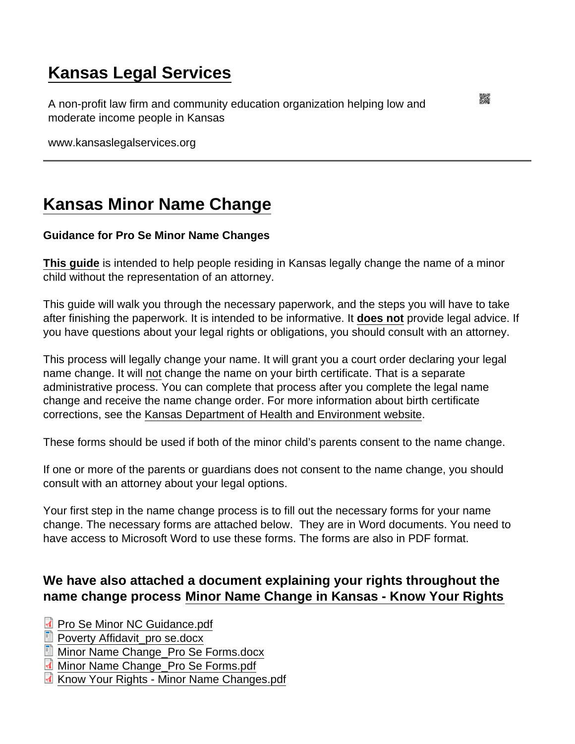# Kansas Legal Services

A non-profit law firm and community education organization helping low and moderate income people in Kansas

www.kansaslegalservices.org

---

## Kansas Minor Name Change

**Guidance for Pro Se Minor Name Changes**

**This guide** is intended to help people residing in Kansas legally change the name of a minor child without the representation of an attorney.

This guide will walk you through the necessary paperwork, and the steps you will have to take after finishing the paperwork. It is intended to be informative. It **does not** provide legal advice. If you have questions about your legal rights or obligations, you should consult with an attorney.

This process will legally change your name. It will grant you a court order declaring your legal name change. It will not change the name on your birth certificate. That is a separate administrative process. You can complete that process after you complete the legal name change and receive the name change order. For more information about birth certificate corrections, see the Kansas Department of Health and Environment website.

These forms should be used if both of the minor child's parents consent to the name change.

If one or more of the parents or guardians does not consent to the name change, you should consult with an attorney about your legal options.

Your first step in the name change process is to fill out the necessary forms for your name change. The necessary forms are attached below. They are in Word documents. You need to have access to Microsoft Word to use these forms. The forms are also in PDF format.

### We have also attached a document explaining your rights throughout the name change process Minor Name Change in Kansas - Know Your Rights

- Pro Se Minor NC Guidance.pdf
- Poverty Affidavit_pro se.docx
- Minor Name Change_Pro Se Forms.docx
- Minor Name Change_Pro Se Forms.pdf
- Know Your Rights - Minor Name Changes.pdf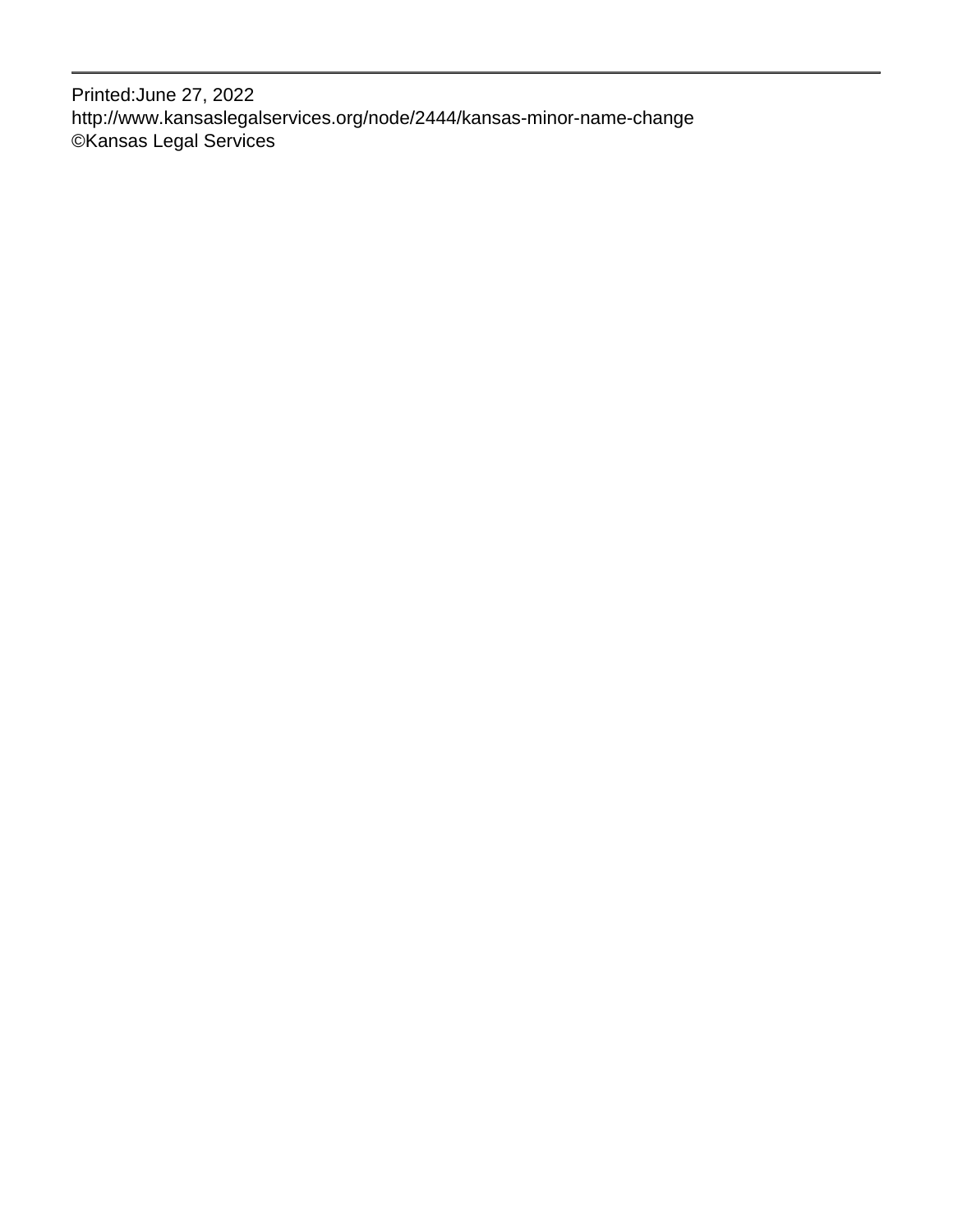Printed:June 27, 2022
http://www.kansaslegalservices.org/node/2444/kansas-minor-name-change
©Kansas Legal Services